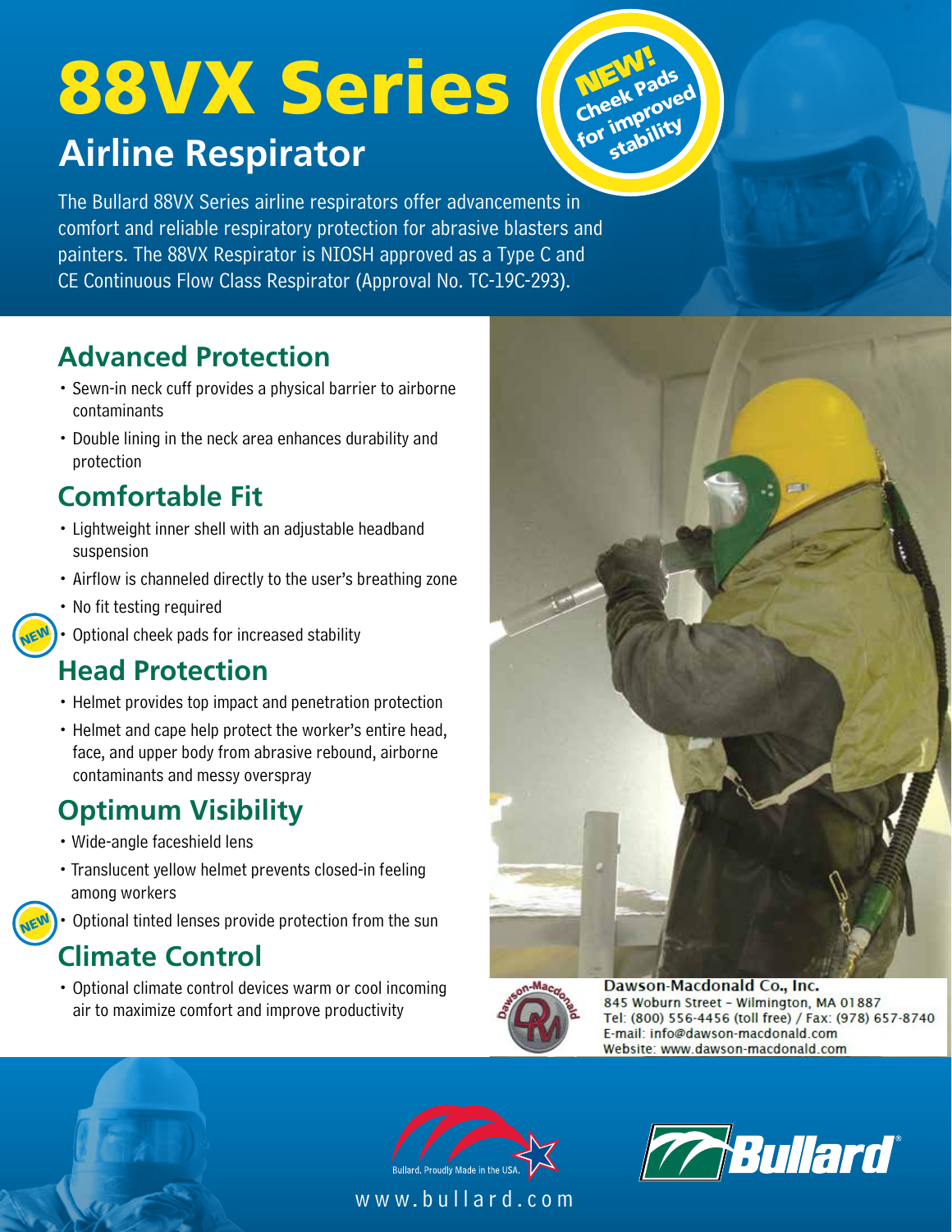# 88VX Series

## Airline Respirator

NEW! Cheek Pads for improved stability

The Bullard 88VX Series airline respirators offer advancements in comfort and reliable respiratory protection for abrasive blasters and painters. The 88VX Respirator is NIOSH approved as a Type C and CE Continuous Flow Class Respirator (Approval No. TC-19C-293).

## Advanced Protection

- Sewn-in neck cuff provides a physical barrier to airborne contaminants
- Double lining in the neck area enhances durability and protection

## Comfortable Fit

- Lightweight inner shell with an adjustable headband suspension
- Airflow is channeled directly to the user's breathing zone
- No fit testing required
- NEW Optional cheek pads for increased stability

## Head Protection

- Helmet provides top impact and penetration protection
- Helmet and cape help protect the worker's entire head, face, and upper body from abrasive rebound, airborne contaminants and messy overspray

## Optimum Visibility

- Wide-angle faceshield lens
- Translucent yellow helmet prevents closed-in feeling among workers
- NEW Optional tinted lenses provide protection from the sun

## Climate Control

- Optional climate control devices warm or cool incoming air to maximize comfort and improve productivity

**Dawson-Macdonald Co., Inc.**
845 Woburn Street – Wilmington, MA 01887
Tel: (800) 556-4456 (toll free) / Fax: (978) 657-8740
E-mail: info@dawson-macdonald.com
Website: www.dawson-macdonald.com

Bullard. Proudly Made in the USA.

www.bullard.com

Bullard®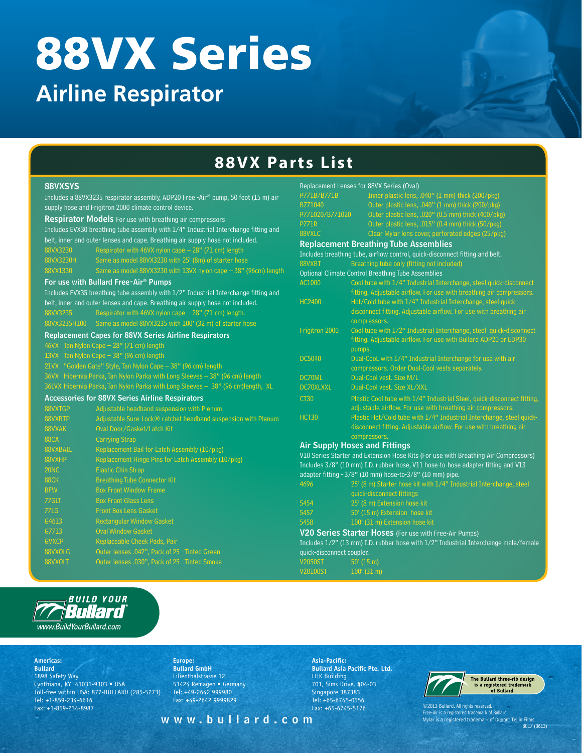# 88VX Series

## Airline Respirator

## 88VX Parts List

### 88VXSYS

Includes a 88VX3235 respirator assembly, ADP20 Free -Air® pump, 50 foot (15 m) air supply hose and Frigitron 2000 climate control device.

**Respirator Models** For use with breathing air compressors

Includes EVX30 breathing tube assembly with 1/4" Industrial Interchange fitting and belt, inner and outer lenses and cape. Breathing air supply hose not included.

| | |
|---|---|
| 88VX3230 | Respirator with 46VX nylon cape – 28" (71 cm) length |
| 88VX3230H | Same as model 88VX3230 with 25' (8m) of starter hose |
| 88VX1330 | Same as model 88VX3230 with 13VX nylon cape – 38" (96cm) length |

**For use with Bullard Free-Air® Pumps**

Includes EVX35 breathing tube assembly with 1/2" Industrial Interchange fitting and belt, inner and outer lenses and cape. Breathing air supply hose not included.

| | |
|---|---|
| 88VX3235 | Respirator with 46VX nylon cape – 28" (71 cm) length. |
| 88VX3235H100 | Same as model 88VX3235 with 100' (32 m) of starter hose |

**Replacement Capes for 88VX Series Airline Respirators**

- 46VX Tan Nylon Cape – 28" (71 cm) length
- 13VX Tan Nylon Cape – 38" (96 cm) length
- 21VX "Golden Gate" Style, Tan Nylon Cape – 38" (96 cm) length
- 36VX Hibernia Parka, Tan Nylon Parka with Long Sleeves – 38" (96 cm) length
- 36LVX Hibernia Parka, Tan Nylon Parka with Long Sleeves – 38" (96 cm)length, XL

**Accessories for 88VX Series Airline Respirators**

| | |
|---|---|
| 88VXTGP | Adjustable headband suspension with Plenum |
| 88VXRTP | Adjustable Sure-Lock® ratchet headband suspension with Plenum |
| 88VXAK | Oval Door/Gasket/Latch Kit |
| 88CA | Carrying Strap |
| 88VXBAIL | Replacement Bail for Latch Assembly (10/pkg) |
| 88VXHP | Replacement Hinge Pins for Latch Assembly (10/pkg) |
| 20NC | Elastic Chin Strap |
| 88CK | Breathing Tube Connector Kit |
| BFW | Box Front Window Frame |
| 77GLT | Box Front Glass Lens |
| 77LG | Front Box Lens Gasket |
| G4613 | Rectangular Window Gasket |
| G7713 | Oval Window Gasket |
| GVXCP | Replaceable Cheek Pads, Pair |
| 88VXOLG | Outer lenses .042", Pack of 25 - Tinted Green |
| 88VXOLT | Outer lenses .030", Pack of 25 - Tinted Smoke |

Replacement Lenses for 88VX Series (Oval)

| | |
|---|---|
| P771B/B771B | Inner plastic lens, .040" (1 mm) thick (200/pkg) |
| B771040 | Outer plastic lens, .040" (1 mm) thick (200/pkg) |
| P771020/B771020 | Outer plastic lens, .020" (0.5 mm) thick (400/pkg) |
| P771R | Outer plastic lens, .015" (0.4 mm) thick (50/pkg) |
| 88VXLC | Clear Mylar lens cover, perforated edges (25/pkg) |

**Replacement Breathing Tube Assemblies**

Includes breathing tube, airflow control, quick-disconnect fitting and belt.

| | |
|---|---|
| 88VXBT | Breathing tube only (fitting not included) |

Optional Climate Control Breathing Tube Assemblies

| | |
|---|---|
| AC1000 | Cool tube with 1/4" Industrial Interchange, steel quick-disconnect fitting. Adjustable airflow. For use with breathing air compressors. |
| HC2400 | Hot/Cold tube with 1/4" Industrial Interchange, steel quick-disconnect fitting. Adjustable airflow. For use with breathing air compressors. |
| Frigitron 2000 | Cool tube with 1/2" Industrial Interchange, steel quick-disconnect fitting. Adjustable airflow. For use with Bullard ADP20 or EDP30 pumps. |
| DC5040 | Dual-CooL with 1/4" Industrial Interchange for use with air compressors. Order Dual-Cool vests separately. |
| DC70ML | Dual-Cool vest. Size M/L |
| DC70XLXXL | Dual-Cool vest. Size XL/XXL |
| CT30 | Plastic Cool tube with 1/4" Industrial Steel, quick-disconnect fitting, adjustable airflow. For use with breathing air compressors. |
| HCT30 | Plastic Hot/Cold tube with 1/4" Industrial Interchange, steel quick-disconnect fitting. Adjustable airflow. For use with breathing air compressors. |

**Air Supply Hoses and Fittings**

V10 Series Starter and Extension Hose Kits (For use with Breathing Air Compressors) Includes 3/8" (10 mm) I.D. rubber hose, V11 hose-to-hose adapter fitting and V13 adapter fitting - 3/8" (10 mm) hose-to-3/8" (10 mm) pipe.

| | |
|---|---|
| 4696 | 25' (8 m) Starter hose kit with 1/4" Industrial Interchange, steel quick-disconnect fittings |
| 5454 | 25' (8 m) Extension hose kit |
| 5457 | 50' (15 m) Extension hose kit |
| 5458 | 100' (31 m) Extension hose kit |

**V20 Series Starter Hoses** (For use with Free-Air Pumps)

Includes 1/2" (13 mm) I.D. rubber hose with 1/2" Industrial Interchange male/female quick-disconnect coupler.

| | |
|---|---|
| V2050ST | 50' (15 m) |
| V20100ST | 100' (31 m) |

BUILD YOUR Bullard
www.BuildYourBullard.com

**Americas:**
**Bullard**
1898 Safety Way
Cynthiana, KY 41031-9303 • USA
Toll-free within USA: 877-BULLARD (285-5273)
Tel: +1-859-234-6616
Fax: +1-859-234-8987

**Europe:**
**Bullard GmbH**
Lilienthalstrasse 12
53424 Remagen • Germany
Tel: +49-2642 999980
Fax: +49-2642 9999829

**Asia-Pacific:**
**Bullard Asia Pacific Pte. Ltd.**
LHK Building
701, Sims Drive, #04-03
Singapore 387383
Tel: +65-6745-0556
Fax: +65-6745-5176

www.bullard.com

The Bullard three-rib design is a registered trademark of Bullard.

©2013 Bullard. All rights reserved.
Free-Air is a registered trademark of Bullard.
Mylar is a registered trademark of Dupont Tejjin Films.
8017 (0613)